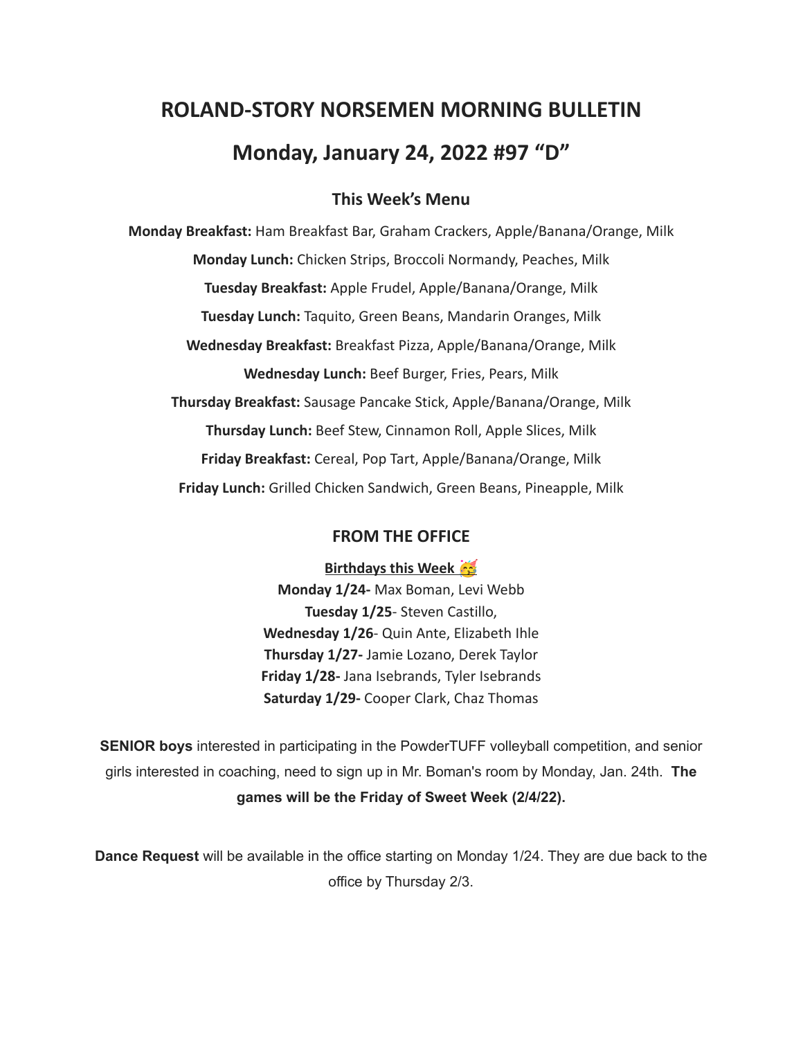# ROLAND-STORY NORSEMEN MORNING BULLETIN

# Monday, January 24, 2022 #97 "D"

## This Week's Menu

**Monday Breakfast:** Ham Breakfast Bar, Graham Crackers, Apple/Banana/Orange, Milk

**Monday Lunch:** Chicken Strips, Broccoli Normandy, Peaches, Milk

**Tuesday Breakfast:** Apple Frudel, Apple/Banana/Orange, Milk

**Tuesday Lunch:** Taquito, Green Beans, Mandarin Oranges, Milk

**Wednesday Breakfast:** Breakfast Pizza, Apple/Banana/Orange, Milk

**Wednesday Lunch:** Beef Burger, Fries, Pears, Milk

**Thursday Breakfast:** Sausage Pancake Stick, Apple/Banana/Orange, Milk

**Thursday Lunch:** Beef Stew, Cinnamon Roll, Apple Slices, Milk

**Friday Breakfast:** Cereal, Pop Tart, Apple/Banana/Orange, Milk

**Friday Lunch:** Grilled Chicken Sandwich, Green Beans, Pineapple, Milk

## FROM THE OFFICE

**Birthdays this Week 🥳**

**Monday 1/24-** Max Boman, Levi Webb
**Tuesday 1/25**- Steven Castillo,
**Wednesday 1/26**- Quin Ante, Elizabeth Ihle
**Thursday 1/27-** Jamie Lozano, Derek Taylor
**Friday 1/28-** Jana Isebrands, Tyler Isebrands
**Saturday 1/29-** Cooper Clark, Chaz Thomas

**SENIOR boys** interested in participating in the PowderTUFF volleyball competition, and senior girls interested in coaching, need to sign up in Mr. Boman's room by Monday, Jan. 24th. **The games will be the Friday of Sweet Week (2/4/22).**

**Dance Request** will be available in the office starting on Monday 1/24. They are due back to the office by Thursday 2/3.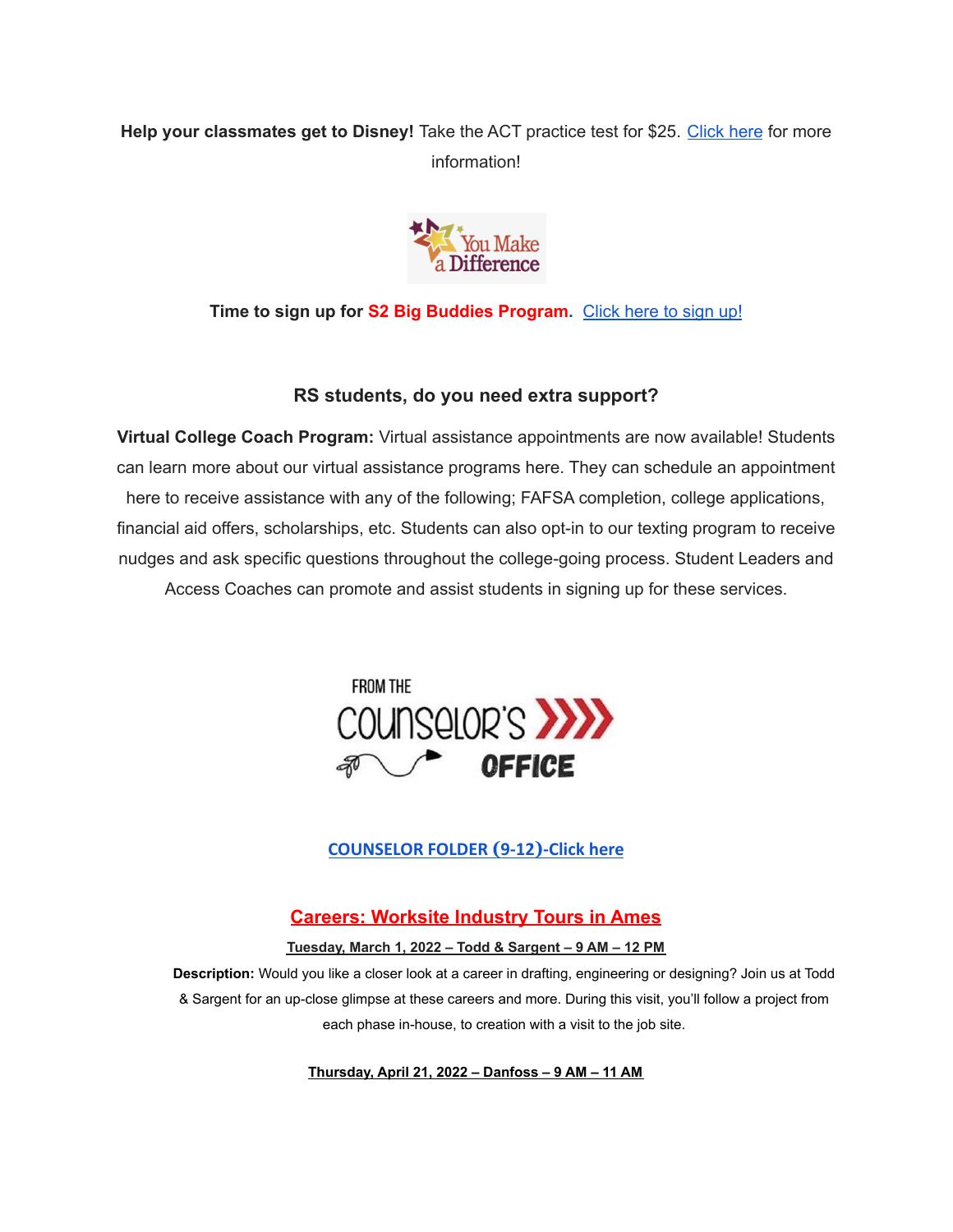**Help your classmates get to Disney!** Take the ACT practice test for $25. Click here for more information!

You Make a Difference

**Time to sign up for S2 Big Buddies Program.** Click here to sign up!

### RS students, do you need extra support?

**Virtual College Coach Program:** Virtual assistance appointments are now available! Students can learn more about our virtual assistance programs here. They can schedule an appointment here to receive assistance with any of the following; FAFSA completion, college applications, financial aid offers, scholarships, etc. Students can also opt-in to our texting program to receive nudges and ask specific questions throughout the college-going process. Student Leaders and Access Coaches can promote and assist students in signing up for these services.

FROM THE COUNSELOR'S OFFICE

**COUNSELOR FOLDER (9-12)-Click here**

## Careers: Worksite Industry Tours in Ames

**Tuesday, March 1, 2022 – Todd & Sargent – 9 AM – 12 PM**

**Description:** Would you like a closer look at a career in drafting, engineering or designing? Join us at Todd & Sargent for an up-close glimpse at these careers and more. During this visit, you'll follow a project from each phase in-house, to creation with a visit to the job site.

**Thursday, April 21, 2022 – Danfoss – 9 AM – 11 AM**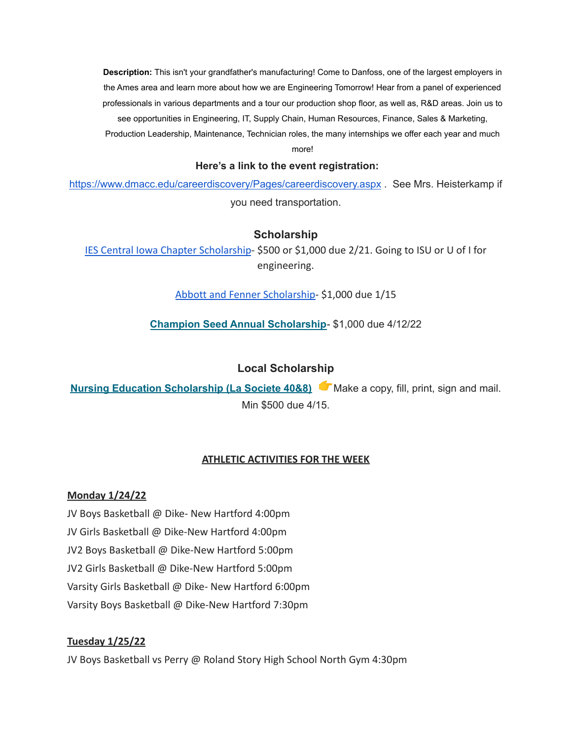**Description:** This isn't your grandfather's manufacturing! Come to Danfoss, one of the largest employers in the Ames area and learn more about how we are Engineering Tomorrow! Hear from a panel of experienced professionals in various departments and a tour our production shop floor, as well as, R&D areas. Join us to see opportunities in Engineering, IT, Supply Chain, Human Resources, Finance, Sales & Marketing, Production Leadership, Maintenance, Technician roles, the many internships we offer each year and much more!

**Here's a link to the event registration:**

https://www.dmacc.edu/careerdiscovery/Pages/careerdiscovery.aspx . See Mrs. Heisterkamp if you need transportation.

### Scholarship

IES Central Iowa Chapter Scholarship- $500 or $1,000 due 2/21. Going to ISU or U of I for engineering.

Abbott and Fenner Scholarship- $1,000 due 1/15

**Champion Seed Annual Scholarship**- $1,000 due 4/12/22

### Local Scholarship

**Nursing Education Scholarship (La Societe 40&8)** 👉Make a copy, fill, print, sign and mail. Min $500 due 4/15.

**ATHLETIC ACTIVITIES FOR THE WEEK**

**Monday 1/24/22**

JV Boys Basketball @ Dike- New Hartford 4:00pm
JV Girls Basketball @ Dike-New Hartford 4:00pm
JV2 Boys Basketball @ Dike-New Hartford 5:00pm
JV2 Girls Basketball @ Dike-New Hartford 5:00pm
Varsity Girls Basketball @ Dike- New Hartford 6:00pm
Varsity Boys Basketball @ Dike-New Hartford 7:30pm

**Tuesday 1/25/22**

JV Boys Basketball vs Perry @ Roland Story High School North Gym 4:30pm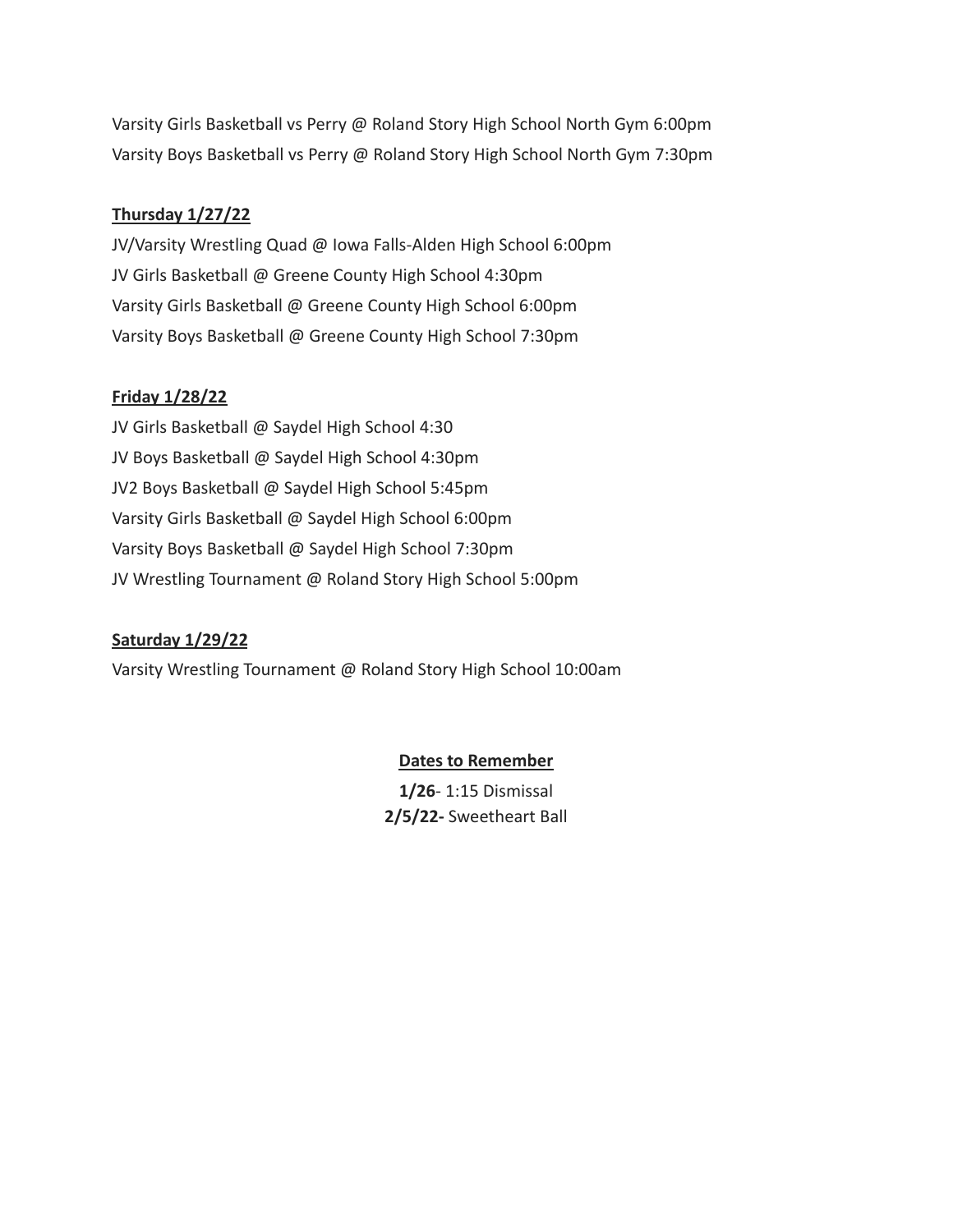Varsity Girls Basketball vs Perry @ Roland Story High School North Gym 6:00pm
Varsity Boys Basketball vs Perry @ Roland Story High School North Gym 7:30pm

**Thursday 1/27/22**

JV/Varsity Wrestling Quad @ Iowa Falls-Alden High School 6:00pm
JV Girls Basketball @ Greene County High School 4:30pm
Varsity Girls Basketball @ Greene County High School 6:00pm
Varsity Boys Basketball @ Greene County High School 7:30pm

**Friday 1/28/22**

JV Girls Basketball @ Saydel High School 4:30
JV Boys Basketball @ Saydel High School 4:30pm
JV2 Boys Basketball @ Saydel High School 5:45pm
Varsity Girls Basketball @ Saydel High School 6:00pm
Varsity Boys Basketball @ Saydel High School 7:30pm
JV Wrestling Tournament @ Roland Story High School 5:00pm

**Saturday 1/29/22**

Varsity Wrestling Tournament @ Roland Story High School 10:00am

**Dates to Remember**

**1/26**- 1:15 Dismissal
**2/5/22-** Sweetheart Ball